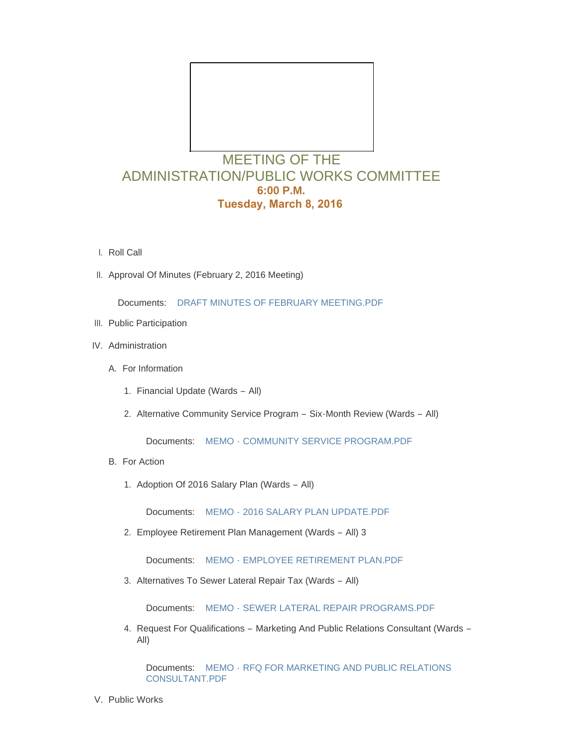# MEETING OF THE ADMINISTRATION/PUBLIC WORKS COMMITTEE

**6:00 P.M.**

**Tuesday, March 8, 2016**

I. Roll Call

II. Approval Of Minutes (February 2, 2016 Meeting)

Documents: DRAFT MINUTES OF FEBRUARY MEETING.PDF

III. Public Participation

IV. Administration

A. For Information

1. Financial Update (Wards – All)

2. Alternative Community Service Program – Six-Month Review (Wards – All)

Documents: MEMO - COMMUNITY SERVICE PROGRAM.PDF

B. For Action

1. Adoption Of 2016 Salary Plan (Wards – All)

Documents: MEMO - 2016 SALARY PLAN UPDATE.PDF

2. Employee Retirement Plan Management (Wards – All) 3

Documents: MEMO - EMPLOYEE RETIREMENT PLAN.PDF

3. Alternatives To Sewer Lateral Repair Tax (Wards – All)

Documents: MEMO - SEWER LATERAL REPAIR PROGRAMS.PDF

4. Request For Qualifications – Marketing And Public Relations Consultant (Wards – All)

Documents: MEMO - RFQ FOR MARKETING AND PUBLIC RELATIONS CONSULTANT.PDF

V. Public Works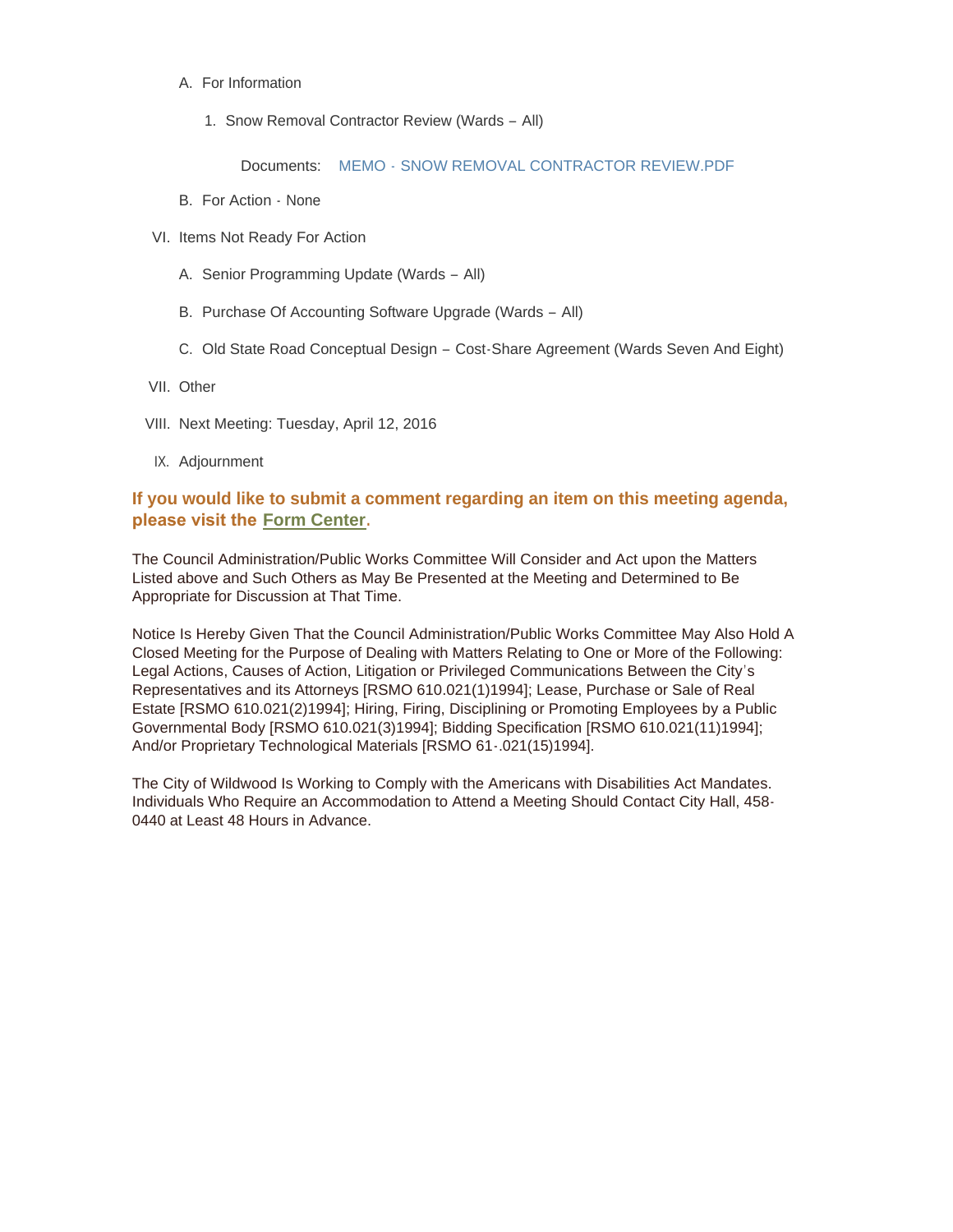A. For Information

1. Snow Removal Contractor Review (Wards – All)

   Documents: MEMO - SNOW REMOVAL CONTRACTOR REVIEW.PDF

B. For Action - None

VI. Items Not Ready For Action

A. Senior Programming Update (Wards – All)

B. Purchase Of Accounting Software Upgrade (Wards – All)

C. Old State Road Conceptual Design – Cost-Share Agreement (Wards Seven And Eight)

VII. Other

VIII. Next Meeting: Tuesday, April 12, 2016

IX. Adjournment

**If you would like to submit a comment regarding an item on this meeting agenda, please visit the Form Center.**

The Council Administration/Public Works Committee Will Consider and Act upon the Matters Listed above and Such Others as May Be Presented at the Meeting and Determined to Be Appropriate for Discussion at That Time.

Notice Is Hereby Given That the Council Administration/Public Works Committee May Also Hold A Closed Meeting for the Purpose of Dealing with Matters Relating to One or More of the Following: Legal Actions, Causes of Action, Litigation or Privileged Communications Between the City's Representatives and its Attorneys [RSMO 610.021(1)1994]; Lease, Purchase or Sale of Real Estate [RSMO 610.021(2)1994]; Hiring, Firing, Disciplining or Promoting Employees by a Public Governmental Body [RSMO 610.021(3)1994]; Bidding Specification [RSMO 610.021(11)1994]; And/or Proprietary Technological Materials [RSMO 61-.021(15)1994].

The City of Wildwood Is Working to Comply with the Americans with Disabilities Act Mandates. Individuals Who Require an Accommodation to Attend a Meeting Should Contact City Hall, 458-0440 at Least 48 Hours in Advance.